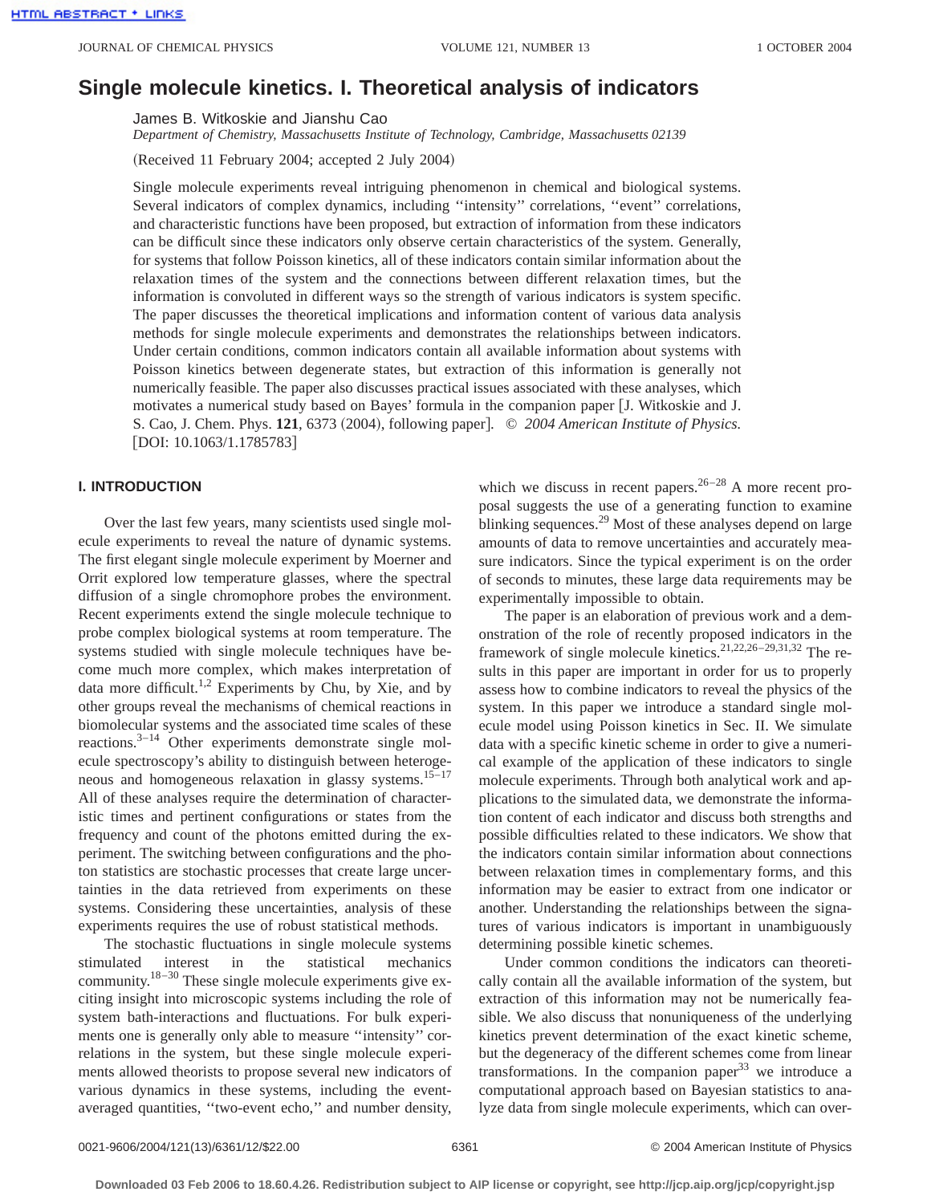# Single molecule kinetics. I. Theoretical analysis of indicators

James B. Witkoskie and Jianshu Cao

*Department of Chemistry, Massachusetts Institute of Technology, Cambridge, Massachusetts 02139*

(Received 11 February 2004; accepted 2 July 2004)

Single molecule experiments reveal intriguing phenomenon in chemical and biological systems. Several indicators of complex dynamics, including "intensity" correlations, "event" correlations, and characteristic functions have been proposed, but extraction of information from these indicators can be difficult since these indicators only observe certain characteristics of the system. Generally, for systems that follow Poisson kinetics, all of these indicators contain similar information about the relaxation times of the system and the connections between different relaxation times, but the information is convoluted in different ways so the strength of various indicators is system specific. The paper discusses the theoretical implications and information content of various data analysis methods for single molecule experiments and demonstrates the relationships between indicators. Under certain conditions, common indicators contain all available information about systems with Poisson kinetics between degenerate states, but extraction of this information is generally not numerically feasible. The paper also discusses practical issues associated with these analyses, which motivates a numerical study based on Bayes' formula in the companion paper [J. Witkoskie and J. S. Cao, J. Chem. Phys. **121**, 6373 (2004), following paper]. © *2004 American Institute of Physics.* [DOI: 10.1063/1.1785783]

## I. INTRODUCTION

Over the last few years, many scientists used single molecule experiments to reveal the nature of dynamic systems. The first elegant single molecule experiment by Moerner and Orrit explored low temperature glasses, where the spectral diffusion of a single chromophore probes the environment. Recent experiments extend the single molecule technique to probe complex biological systems at room temperature. The systems studied with single molecule techniques have become much more complex, which makes interpretation of data more difficult.[1,2] Experiments by Chu, by Xie, and by other groups reveal the mechanisms of chemical reactions in biomolecular systems and the associated time scales of these reactions.[3–14] Other experiments demonstrate single molecule spectroscopy's ability to distinguish between heterogeneous and homogeneous relaxation in glassy systems.[15–17] All of these analyses require the determination of characteristic times and pertinent configurations or states from the frequency and count of the photons emitted during the experiment. The switching between configurations and the photon statistics are stochastic processes that create large uncertainties in the data retrieved from experiments on these systems. Considering these uncertainties, analysis of these experiments requires the use of robust statistical methods.

The stochastic fluctuations in single molecule systems stimulated interest in the statistical mechanics community.[18–30] These single molecule experiments give exciting insight into microscopic systems including the role of system bath-interactions and fluctuations. For bulk experiments one is generally only able to measure "intensity" correlations in the system, but these single molecule experiments allowed theorists to propose several new indicators of various dynamics in these systems, including the event-averaged quantities, "two-event echo," and number density, which we discuss in recent papers.[26–28] A more recent proposal suggests the use of a generating function to examine blinking sequences.[29] Most of these analyses depend on large amounts of data to remove uncertainties and accurately measure indicators. Since the typical experiment is on the order of seconds to minutes, these large data requirements may be experimentally impossible to obtain.

The paper is an elaboration of previous work and a demonstration of the role of recently proposed indicators in the framework of single molecule kinetics.[21,22,26–29,31,32] The results in this paper are important in order for us to properly assess how to combine indicators to reveal the physics of the system. In this paper we introduce a standard single molecule model using Poisson kinetics in Sec. II. We simulate data with a specific kinetic scheme in order to give a numerical example of the application of these indicators to single molecule experiments. Through both analytical work and applications to the simulated data, we demonstrate the information content of each indicator and discuss both strengths and possible difficulties related to these indicators. We show that the indicators contain similar information about connections between relaxation times in complementary forms, and this information may be easier to extract from one indicator or another. Understanding the relationships between the signatures of various indicators is important in unambiguously determining possible kinetic schemes.

Under common conditions the indicators can theoretically contain all the available information of the system, but extraction of this information may not be numerically feasible. We also discuss that nonuniqueness of the underlying kinetics prevent determination of the exact kinetic scheme, but the degeneracy of the different schemes come from linear transformations. In the companion paper[33] we introduce a computational approach based on Bayesian statistics to analyze data from single molecule experiments, which can over-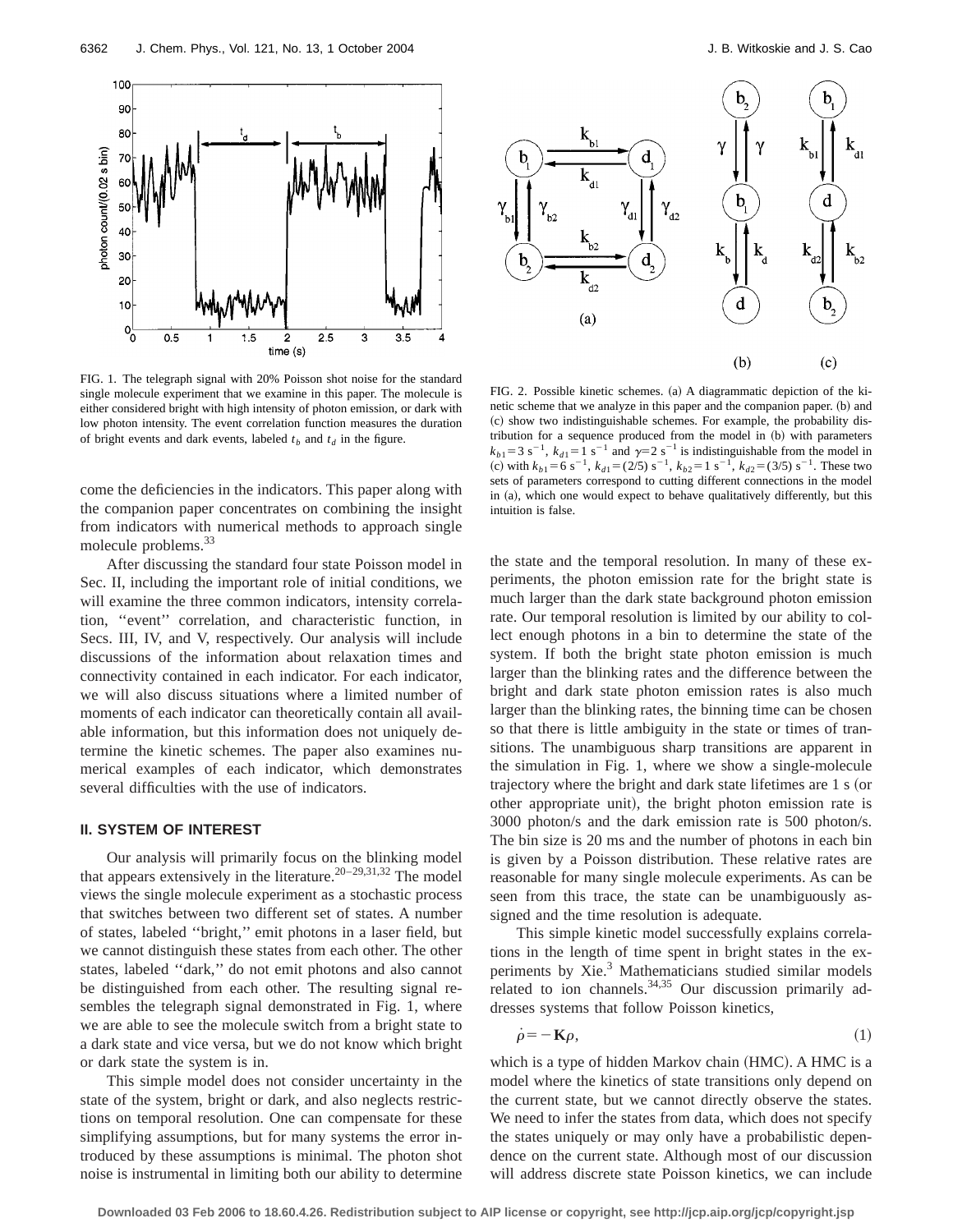0 0.5 1 1.5 2 2.5 3 3.5 4

time (s)

photon count/(0.02 s bin)

100 90 80 70 60 50 40 30 20 10 0

$t_d$ $t_b$

FIG. 1. The telegraph signal with 20% Poisson shot noise for the standard single molecule experiment that we examine in this paper. The molecule is either considered bright with high intensity of photon emission, or dark with low photon intensity. The event correlation function measures the duration of bright events and dark events, labeled $t_b$ and $t_d$ in the figure.

(a) (b) (c)

FIG. 2. Possible kinetic schemes. (a) A diagrammatic depiction of the kinetic scheme that we analyze in this paper and the companion paper. (b) and (c) show two indistinguishable schemes. For example, the probability distribution for a sequence produced from the model in (b) with parameters $k_{b1}=3\ \mathrm{s}^{-1}$, $k_{d1}=1\ \mathrm{s}^{-1}$ and $\gamma=2\ \mathrm{s}^{-1}$ is indistinguishable from the model in (c) with $k_{b1}=6\ \mathrm{s}^{-1}$, $k_{d1}=(2/5)\ \mathrm{s}^{-1}$, $k_{b2}=1\ \mathrm{s}^{-1}$, $k_{d2}=(3/5)\ \mathrm{s}^{-1}$. These two sets of parameters correspond to cutting different connections in the model in (a), which one would expect to behave qualitatively differently, but this intuition is false.

come the deficiencies in the indicators. This paper along with the companion paper concentrates on combining the insight from indicators with numerical methods to approach single molecule problems.[33]

After discussing the standard four state Poisson model in Sec. II, including the important role of initial conditions, we will examine the three common indicators, intensity correlation, "event" correlation, and characteristic function, in Secs. III, IV, and V, respectively. Our analysis will include discussions of the information about relaxation times and connectivity contained in each indicator. For each indicator, we will also discuss situations where a limited number of moments of each indicator can theoretically contain all available information, but this information does not uniquely determine the kinetic schemes. The paper also examines numerical examples of each indicator, which demonstrates several difficulties with the use of indicators.

## II. SYSTEM OF INTEREST

Our analysis will primarily focus on the blinking model that appears extensively in the literature.[20–29,31,32] The model views the single molecule experiment as a stochastic process that switches between two different set of states. A number of states, labeled "bright," emit photons in a laser field, but we cannot distinguish these states from each other. The other states, labeled "dark," do not emit photons and also cannot be distinguished from each other. The resulting signal resembles the telegraph signal demonstrated in Fig. 1, where we are able to see the molecule switch from a bright state to a dark state and vice versa, but we do not know which bright or dark state the system is in.

This simple model does not consider uncertainty in the state of the system, bright or dark, and also neglects restrictions on temporal resolution. One can compensate for these simplifying assumptions, but for many systems the error introduced by these assumptions is minimal. The photon shot noise is instrumental in limiting both our ability to determine the state and the temporal resolution. In many of these experiments, the photon emission rate for the bright state is much larger than the dark state background photon emission rate. Our temporal resolution is limited by our ability to collect enough photons in a bin to determine the state of the system. If both the bright state photon emission is much larger than the blinking rates and the difference between the bright and dark state photon emission rates is also much larger than the blinking rates, the binning time can be chosen so that there is little ambiguity in the state or times of transitions. The unambiguous sharp transitions are apparent in the simulation in Fig. 1, where we show a single-molecule trajectory where the bright and dark state lifetimes are 1 s (or other appropriate unit), the bright photon emission rate is 3000 photon/s and the dark emission rate is 500 photon/s. The bin size is 20 ms and the number of photons in each bin is given by a Poisson distribution. These relative rates are reasonable for many single molecule experiments. As can be seen from this trace, the state can be unambiguously assigned and the time resolution is adequate.

This simple kinetic model successfully explains correlations in the length of time spent in bright states in the experiments by Xie.[3] Mathematicians studied similar models related to ion channels.[34,35] Our discussion primarily addresses systems that follow Poisson kinetics,

$$\dot{\rho} = -\mathbf{K}\rho, \tag{1}$$

which is a type of hidden Markov chain (HMC). A HMC is a model where the kinetics of state transitions only depend on the current state, but we cannot directly observe the states. We need to infer the states from data, which does not specify the states uniquely or may only have a probabilistic dependence on the current state. Although most of our discussion will address discrete state Poisson kinetics, we can include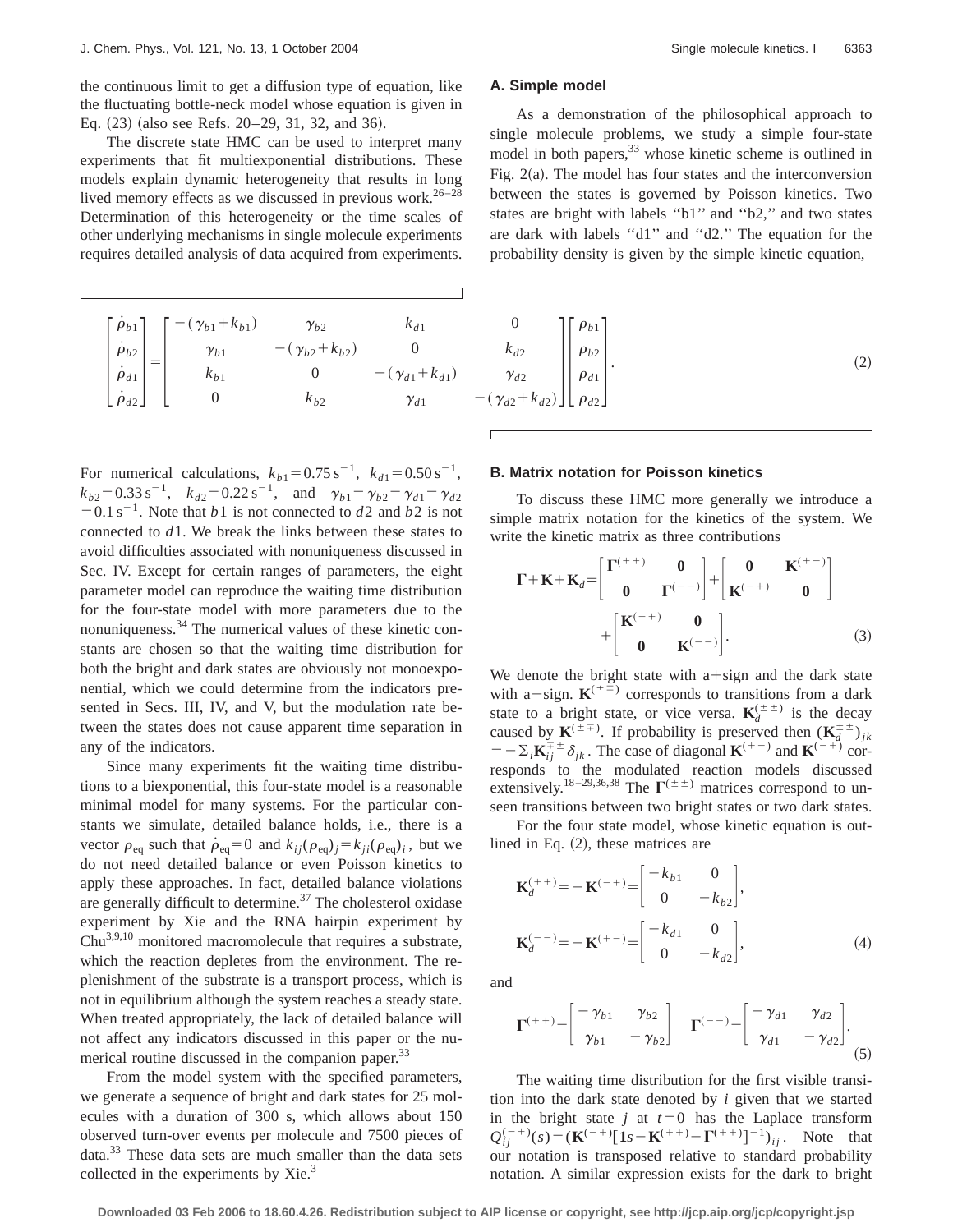the continuous limit to get a diffusion type of equation, like the fluctuating bottle-neck model whose equation is given in Eq. (23) (also see Refs. 20–29, 31, 32, and 36).

The discrete state HMC can be used to interpret many experiments that fit multiexponential distributions. These models explain dynamic heterogeneity that results in long lived memory effects as we discussed in previous work.[26–28] Determination of this heterogeneity or the time scales of other underlying mechanisms in single molecule experiments requires detailed analysis of data acquired from experiments.

### A. Simple model

As a demonstration of the philosophical approach to single molecule problems, we study a simple four-state model in both papers,[33] whose kinetic scheme is outlined in Fig. 2(a). The model has four states and the interconversion between the states is governed by Poisson kinetics. Two states are bright with labels "b1" and "b2," and two states are dark with labels "d1" and "d2." The equation for the probability density is given by the simple kinetic equation,

$$
\begin{bmatrix} \dot{\rho}_{b1} \\ \dot{\rho}_{b2} \\ \dot{\rho}_{d1} \\ \dot{\rho}_{d2} \end{bmatrix} = \begin{bmatrix} -(\gamma_{b1}+k_{b1}) & \gamma_{b2} & k_{d1} & 0 \\ \gamma_{b1} & -(\gamma_{b2}+k_{b2}) & 0 & k_{d2} \\ k_{b1} & 0 & -(\gamma_{d1}+k_{d1}) & \gamma_{d2} \\ 0 & k_{b2} & \gamma_{d1} & -(\gamma_{d2}+k_{d2}) \end{bmatrix} \begin{bmatrix} \rho_{b1} \\ \rho_{b2} \\ \rho_{d1} \\ \rho_{d2} \end{bmatrix}. \tag{2}
$$

For numerical calculations, $k_{b1}=0.75\,\mathrm{s}^{-1}$, $k_{d1}=0.50\,\mathrm{s}^{-1}$, $k_{b2}=0.33\,\mathrm{s}^{-1}$, $k_{d2}=0.22\,\mathrm{s}^{-1}$, and $\gamma_{b1}=\gamma_{b2}=\gamma_{d1}=\gamma_{d2}=0.1\,\mathrm{s}^{-1}$. Note that $b1$ is not connected to $d2$ and $b2$ is not connected to $d1$. We break the links between these states to avoid difficulties associated with nonuniqueness discussed in Sec. IV. Except for certain ranges of parameters, the eight parameter model can reproduce the waiting time distribution for the four-state model with more parameters due to the nonuniqueness.[34] The numerical values of these kinetic constants are chosen so that the waiting time distribution for both the bright and dark states are obviously not monoexponential, which we could determine from the indicators presented in Secs. III, IV, and V, but the modulation rate between the states does not cause apparent time separation in any of the indicators.

Since many experiments fit the waiting time distributions to a biexponential, this four-state model is a reasonable minimal model for many systems. For the particular constants we simulate, detailed balance holds, i.e., there is a vector $\rho_{\mathrm{eq}}$ such that $\dot{\rho}_{\mathrm{eq}}=0$ and $k_{ij}(\rho_{\mathrm{eq}})_j=k_{ji}(\rho_{\mathrm{eq}})_i$, but we do not need detailed balance or even Poisson kinetics to apply these approaches. In fact, detailed balance violations are generally difficult to determine.[37] The cholesterol oxidase experiment by Xie and the RNA hairpin experiment by Chu[3,9,10] monitored macromolecule that requires a substrate, which the reaction depletes from the environment. The replenishment of the substrate is a transport process, which is not in equilibrium although the system reaches a steady state. When treated appropriately, the lack of detailed balance will not affect any indicators discussed in this paper or the numerical routine discussed in the companion paper.[33]

From the model system with the specified parameters, we generate a sequence of bright and dark states for 25 molecules with a duration of 300 s, which allows about 150 observed turn-over events per molecule and 7500 pieces of data.[33] These data sets are much smaller than the data sets collected in the experiments by Xie.[3]

### B. Matrix notation for Poisson kinetics

To discuss these HMC more generally we introduce a simple matrix notation for the kinetics of the system. We write the kinetic matrix as three contributions

$$
\mathbf{\Gamma}+\mathbf{K}+\mathbf{K}_d = \begin{bmatrix} \mathbf{\Gamma}^{(++)} & \mathbf{0} \\ \mathbf{0} & \mathbf{\Gamma}^{(--)} \end{bmatrix} + \begin{bmatrix} \mathbf{0} & \mathbf{K}^{(+-)} \\ \mathbf{K}^{(-+)} & \mathbf{0} \end{bmatrix} + \begin{bmatrix} \mathbf{K}^{(++)} & \mathbf{0} \\ \mathbf{0} & \mathbf{K}^{(--)} \end{bmatrix}. \tag{3}
$$

We denote the bright state with a $+$ sign and the dark state with a $-$ sign. $\mathbf{K}^{(\pm\mp)}$ corresponds to transitions from a dark state to a bright state, or vice versa. $\mathbf{K}_d^{(\pm\pm)}$ is the decay caused by $\mathbf{K}^{(\mp\pm)}$. If probability is preserved then $(\mathbf{K}_d^{\pm\pm})_{jk} = -\Sigma_i \mathbf{K}_{ij}^{\mp\pm}\delta_{jk}$. The case of diagonal $\mathbf{K}^{(+-)}$ and $\mathbf{K}^{(-+)}$ corresponds to the modulated reaction models discussed extensively.[18–29,36,38] The $\mathbf{\Gamma}^{(\pm\pm)}$ matrices correspond to unseen transitions between two bright states or two dark states.

For the four state model, whose kinetic equation is outlined in Eq. (2), these matrices are

$$
\mathbf{K}_d^{(++)} = -\mathbf{K}^{(-+)} = \begin{bmatrix} -k_{b1} & 0 \\ 0 & -k_{b2} \end{bmatrix},
$$
$$
\mathbf{K}_d^{(--)} = -\mathbf{K}^{(+-)} = \begin{bmatrix} -k_{d1} & 0 \\ 0 & -k_{d2} \end{bmatrix}, \tag{4}
$$

and

$$
\mathbf{\Gamma}^{(++)} = \begin{bmatrix} -\gamma_{b1} & \gamma_{b2} \\ \gamma_{b1} & -\gamma_{b2} \end{bmatrix} \quad \mathbf{\Gamma}^{(--)} = \begin{bmatrix} -\gamma_{d1} & \gamma_{d2} \\ \gamma_{d1} & -\gamma_{d2} \end{bmatrix}. \tag{5}
$$

The waiting time distribution for the first visible transition into the dark state denoted by $i$ given that we started in the bright state $j$ at $t=0$ has the Laplace transform $Q_{ij}^{(-+)}(s) = (\mathbf{K}^{(-+)}[\mathbf{1}s - \mathbf{K}^{(++)} - \mathbf{\Gamma}^{(++)}]^{-1})_{ij}$. Note that our notation is transposed relative to standard probability notation. A similar expression exists for the dark to bright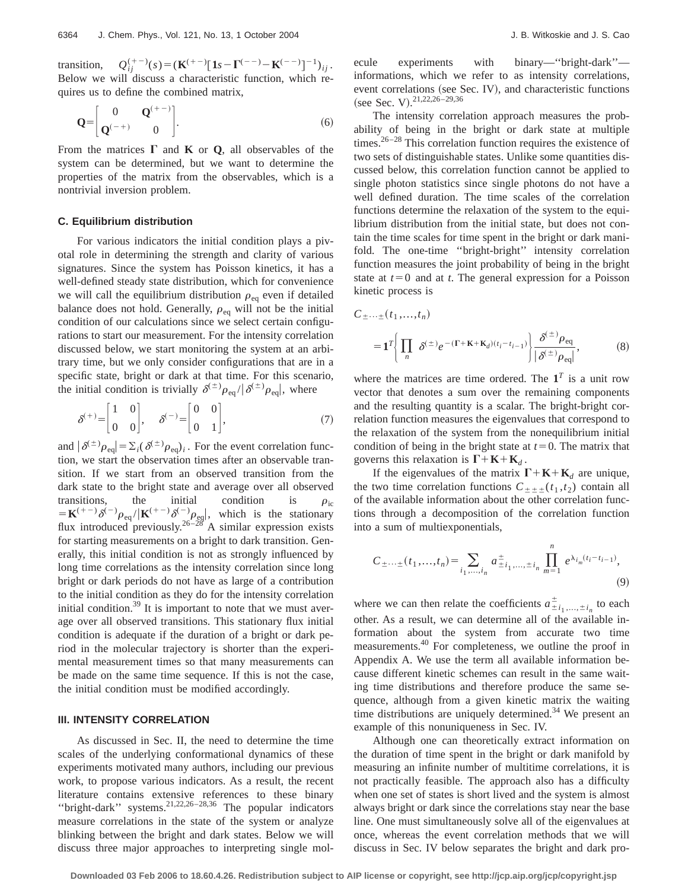transition, $Q_{ij}^{(+-)}(s) = (\mathbf{K}^{(+-)}[\mathbf{1}s - \mathbf{\Gamma}^{(--)} - \mathbf{K}^{(--)}]^{-1})_{ij}$. Below we will discuss a characteristic function, which requires us to define the combined matrix,

$$\mathbf{Q} = \begin{bmatrix} 0 & \mathbf{Q}^{(+-)} \\ \mathbf{Q}^{(-+)} & 0 \end{bmatrix}. \tag{6}$$

From the matrices $\mathbf{\Gamma}$ and $\mathbf{K}$ or $\mathbf{Q}$, all observables of the system can be determined, but we want to determine the properties of the matrix from the observables, which is a nontrivial inversion problem.

### C. Equilibrium distribution

For various indicators the initial condition plays a pivotal role in determining the strength and clarity of various signatures. Since the system has Poisson kinetics, it has a well-defined steady state distribution, which for convenience we will call the equilibrium distribution $\rho_{\mathrm{eq}}$ even if detailed balance does not hold. Generally, $\rho_{\mathrm{eq}}$ will not be the initial condition of our calculations since we select certain configurations to start our measurement. For the intensity correlation discussed below, we start monitoring the system at an arbitrary time, but we only consider configurations that are in a specific state, bright or dark at that time. For this scenario, the initial condition is trivially $\delta^{(\pm)}\rho_{\mathrm{eq}}/|\delta^{(\pm)}\rho_{\mathrm{eq}}|$, where

$$\delta^{(+)} = \begin{bmatrix} 1 & 0 \\ 0 & 0 \end{bmatrix}, \quad \delta^{(-)} = \begin{bmatrix} 0 & 0 \\ 0 & 1 \end{bmatrix}, \tag{7}$$

and $|\delta^{(\pm)}\rho_{\mathrm{eq}}| = \Sigma_i(\delta^{(\pm)}\rho_{\mathrm{eq}})_i$. For the event correlation function, we start the observation times after an observable transition. If we start from an observed transition from the dark state to the bright state and average over all observed transitions, the initial condition is $\rho_{\mathrm{ic}} = \mathbf{K}^{(+-)}\delta^{(-)}\rho_{\mathrm{eq}}/|\mathbf{K}^{(+-)}\delta^{(-)}\rho_{\mathrm{eq}}|$, which is the stationary flux introduced previously.[26–28] A similar expression exists for starting measurements on a bright to dark transition. Generally, this initial condition is not as strongly influenced by long time correlations as the intensity correlation since long bright or dark periods do not have as large of a contribution to the initial condition as they do for the intensity correlation initial condition.[39] It is important to note that we must average over all observed transitions. This stationary flux initial condition is adequate if the duration of a bright or dark period in the molecular trajectory is shorter than the experimental measurement times so that many measurements can be made on the same time sequence. If this is not the case, the initial condition must be modified accordingly.

## III. INTENSITY CORRELATION

As discussed in Sec. II, the need to determine the time scales of the underlying conformational dynamics of these experiments motivated many authors, including our previous work, to propose various indicators. As a result, the recent literature contains extensive references to these binary "bright-dark" systems.[21,22,26–28,36] The popular indicators measure correlations in the state of the system or analyze blinking between the bright and dark states. Below we will discuss three major approaches to interpreting single molecule experiments with binary—"bright-dark"—informations, which we refer to as intensity correlations, event correlations (see Sec. IV), and characteristic functions (see Sec. V).[21,22,26–29,36]

The intensity correlation approach measures the probability of being in the bright or dark state at multiple times.[26–28] This correlation function requires the existence of two sets of distinguishable states. Unlike some quantities discussed below, this correlation function cannot be applied to single photon statistics since single photons do not have a well defined duration. The time scales of the correlation functions determine the relaxation of the system to the equilibrium distribution from the initial state, but does not contain the time scales for time spent in the bright or dark manifold. The one-time "bright-bright" intensity correlation function measures the joint probability of being in the bright state at $t=0$ and at $t$. The general expression for a Poisson kinetic process is

$$C_{\pm\cdots\pm}(t_1,\ldots,t_n) = \mathbf{1}^T\left\{\prod_n \delta^{(\pm)} e^{-(\mathbf{\Gamma}+\mathbf{K}+\mathbf{K}_d)(t_i-t_{i-1})}\right\}\frac{\delta^{(\pm)}\rho_{\mathrm{eq}}}{|\delta^{(\pm)}\rho_{\mathrm{eq}}|}, \tag{8}$$

where the matrices are time ordered. The $\mathbf{1}^T$ is a unit row vector that denotes a sum over the remaining components and the resulting quantity is a scalar. The bright-bright correlation function measures the eigenvalues that correspond to the relaxation of the system from the nonequilibrium initial condition of being in the bright state at $t=0$. The matrix that governs this relaxation is $\mathbf{\Gamma}+\mathbf{K}+\mathbf{K}_d$.

If the eigenvalues of the matrix $\mathbf{\Gamma}+\mathbf{K}+\mathbf{K}_d$ are unique, the two time correlation functions $C_{\pm\pm\pm}(t_1,t_2)$ contain all of the available information about the other correlation functions through a decomposition of the correlation function into a sum of multiexponentials,

$$C_{\pm\cdots\pm}(t_1,\ldots,t_n) = \sum_{i_1,\ldots,i_n} a^{\pm}_{\pm i_1,\ldots,\pm i_n} \prod_{m=1}^{n} e^{\lambda_{i_m}(t_i-t_{i-1})}, \tag{9}$$

where we can then relate the coefficients $a^{\pm}_{\pm i_1,\ldots,\pm i_n}$ to each other. As a result, we can determine all of the available information about the system from accurate two time measurements.[40] For completeness, we outline the proof in Appendix A. We use the term all available information because different kinetic schemes can result in the same waiting time distributions and therefore produce the same sequence, although from a given kinetic matrix the waiting time distributions are uniquely determined.[34] We present an example of this nonuniqueness in Sec. IV.

Although one can theoretically extract information on the duration of time spent in the bright or dark manifold by measuring an infinite number of multitime correlations, it is not practically feasible. The approach also has a difficulty when one set of states is short lived and the system is almost always bright or dark since the correlations stay near the base line. One must simultaneously solve all of the eigenvalues at once, whereas the event correlation methods that we will discuss in Sec. IV below separates the bright and dark pro-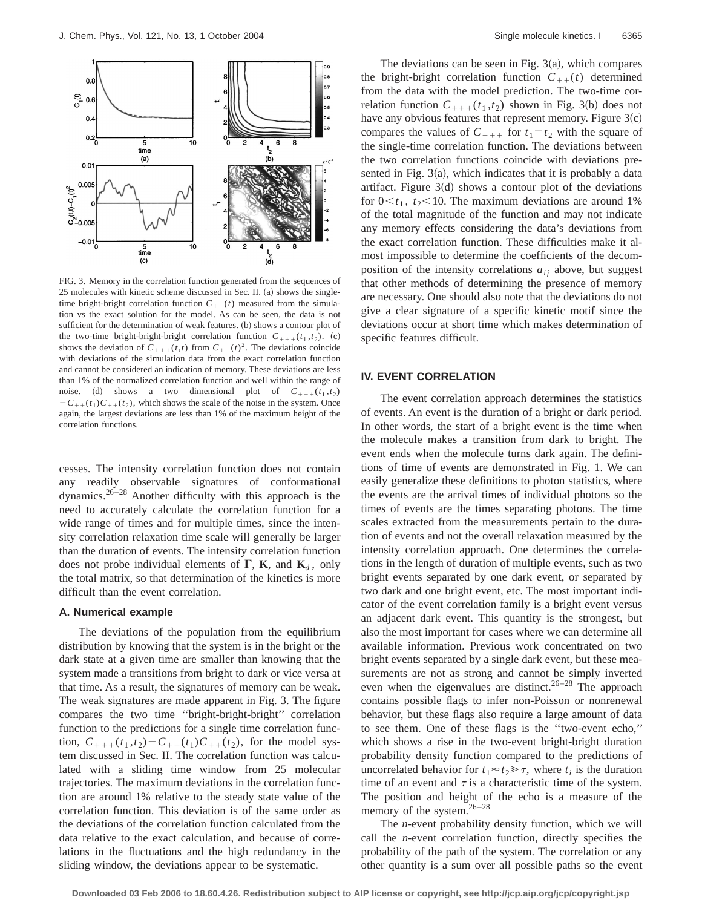FIG. 3. Memory in the correlation function generated from the sequences of 25 molecules with kinetic scheme discussed in Sec. II. (a) shows the single-time bright-bright correlation function $C_{++}(t)$ measured from the simulation vs the exact solution for the model. As can be seen, the data is not sufficient for the determination of weak features. (b) shows a contour plot of the two-time bright-bright-bright correlation function $C_{+++}(t_1,t_2)$. (c) shows the deviation of $C_{+++}(t,t)$ from $C_{++}(t)^2$. The deviations coincide with deviations of the simulation data from the exact correlation function and cannot be considered an indication of memory. These deviations are less than 1% of the normalized correlation function and well within the range of noise. (d) shows a two dimensional plot of $C_{+++}(t_1,t_2) - C_{++}(t_1)C_{++}(t_2)$, which shows the scale of the noise in the system. Once again, the largest deviations are less than 1% of the maximum height of the correlation functions.

cesses. The intensity correlation function does not contain any readily observable signatures of conformational dynamics.[26–28] Another difficulty with this approach is the need to accurately calculate the correlation function for a wide range of times and for multiple times, since the intensity correlation relaxation time scale will generally be larger than the duration of events. The intensity correlation function does not probe individual elements of $\mathbf{\Gamma}$, $\mathbf{K}$, and $\mathbf{K}_d$, only the total matrix, so that determination of the kinetics is more difficult than the event correlation.

### A. Numerical example

The deviations of the population from the equilibrium distribution by knowing that the system is in the bright or the dark state at a given time are smaller than knowing that the system made a transitions from bright to dark or vice versa at that time. As a result, the signatures of memory can be weak. The weak signatures are made apparent in Fig. 3. The figure compares the two time "bright-bright-bright" correlation function to the predictions for a single time correlation function, $C_{+++}(t_1,t_2) - C_{++}(t_1)C_{++}(t_2)$, for the model system discussed in Sec. II. The correlation function was calculated with a sliding time window from 25 molecular trajectories. The maximum deviations in the correlation function are around 1% relative to the steady state value of the correlation function. This deviation is of the same order as the deviations of the correlation function calculated from the data relative to the exact calculation, and because of correlations in the fluctuations and the high redundancy in the sliding window, the deviations appear to be systematic.

The deviations can be seen in Fig. 3(a), which compares the bright-bright correlation function $C_{++}(t)$ determined from the data with the model prediction. The two-time correlation function $C_{+++}(t_1,t_2)$ shown in Fig. 3(b) does not have any obvious features that represent memory. Figure 3(c) compares the values of $C_{+++}$ for $t_1 = t_2$ with the square of the single-time correlation function. The deviations between the two correlation functions coincide with deviations presented in Fig. 3(a), which indicates that it is probably a data artifact. Figure 3(d) shows a contour plot of the deviations for $0 < t_1,\ t_2 < 10$. The maximum deviations are around 1% of the total magnitude of the function and may not indicate any memory effects considering the data's deviations from the exact correlation function. These difficulties make it almost impossible to determine the coefficients of the decomposition of the intensity correlations $a_{ij}$ above, but suggest that other methods of determining the presence of memory are necessary. One should also note that the deviations do not give a clear signature of a specific kinetic motif since the deviations occur at short time which makes determination of specific features difficult.

## IV. EVENT CORRELATION

The event correlation approach determines the statistics of events. An event is the duration of a bright or dark period. In other words, the start of a bright event is the time when the molecule makes a transition from dark to bright. The event ends when the molecule turns dark again. The definitions of time of events are demonstrated in Fig. 1. We can easily generalize these definitions to photon statistics, where the events are the arrival times of individual photons so the times of events are the times separating photons. The time scales extracted from the measurements pertain to the duration of events and not the overall relaxation measured by the intensity correlation approach. One determines the correlations in the length of duration of multiple events, such as two bright events separated by one dark event, or separated by two dark and one bright event, etc. The most important indicator of the event correlation family is a bright event versus an adjacent dark event. This quantity is the strongest, but also the most important for cases where we can determine all available information. Previous work concentrated on two bright events separated by a single dark event, but these measurements are not as strong and cannot be simply inverted even when the eigenvalues are distinct.[26–28] The approach contains possible flags to infer non-Poisson or nonrenewal behavior, but these flags also require a large amount of data to see them. One of these flags is the "two-event echo," which shows a rise in the two-event bright-bright duration probability density function compared to the predictions of uncorrelated behavior for $t_1 \approx t_2 \gg \tau$, where $t_i$ is the duration time of an event and $\tau$ is a characteristic time of the system. The position and height of the echo is a measure of the memory of the system.[26–28]

The *n*-event probability density function, which we will call the *n*-event correlation function, directly specifies the probability of the path of the system. The correlation or any other quantity is a sum over all possible paths so the event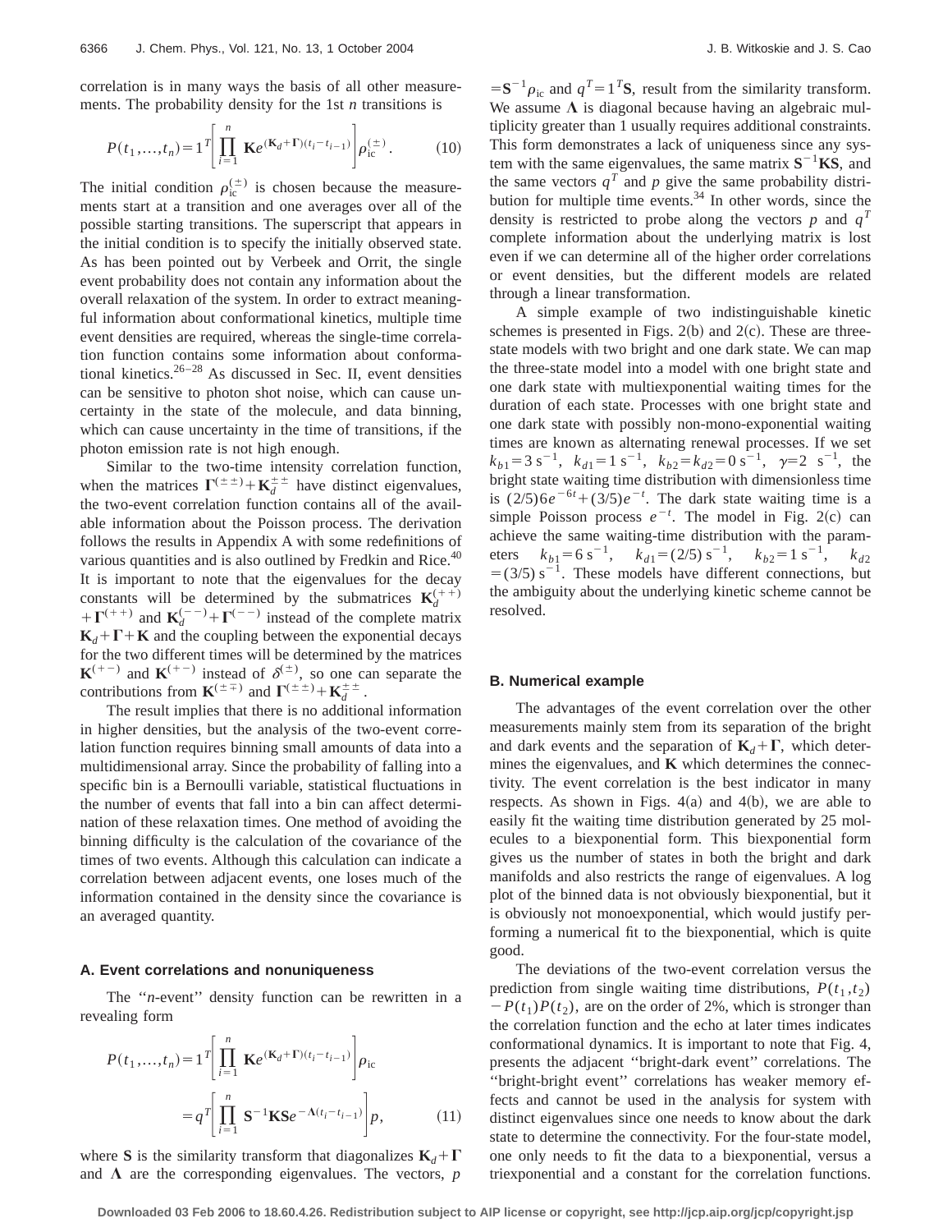correlation is in many ways the basis of all other measurements. The probability density for the 1st $n$ transitions is

$$P(t_1,\ldots,t_n)=1^T\left[\prod_{i=1}^{n}\mathbf{K}e^{(\mathbf{K}_d+\mathbf{\Gamma})(t_i-t_{i-1})}\right]\rho_{\mathrm{ic}}^{(\pm)}. \tag{10}$$

The initial condition $\rho_{\mathrm{ic}}^{(\pm)}$ is chosen because the measurements start at a transition and one averages over all of the possible starting transitions. The superscript that appears in the initial condition is to specify the initially observed state. As has been pointed out by Verbeek and Orrit, the single event probability does not contain any information about the overall relaxation of the system. In order to extract meaningful information about conformational kinetics, multiple time event densities are required, whereas the single-time correlation function contains some information about conformational kinetics.[26–28] As discussed in Sec. II, event densities can be sensitive to photon shot noise, which can cause uncertainty in the state of the molecule, and data binning, which can cause uncertainty in the time of transitions, if the photon emission rate is not high enough.

Similar to the two-time intensity correlation function, when the matrices $\mathbf{\Gamma}^{(\pm\pm)}+\mathbf{K}_d^{\pm\pm}$ have distinct eigenvalues, the two-event correlation function contains all of the available information about the Poisson process. The derivation follows the results in Appendix A with some redefinitions of various quantities and is also outlined by Fredkin and Rice.[40] It is important to note that the eigenvalues for the decay constants will be determined by the submatrices $\mathbf{K}_d^{(++)}+\mathbf{\Gamma}^{(++)}$ and $\mathbf{K}_d^{(--)}+\mathbf{\Gamma}^{(--)}$ instead of the complete matrix $\mathbf{K}_d+\mathbf{\Gamma}+\mathbf{K}$ and the coupling between the exponential decays for the two different times will be determined by the matrices $\mathbf{K}^{(+-)}$ and $\mathbf{K}^{(+-)}$ instead of $\delta^{(\pm)}$, so one can separate the contributions from $\mathbf{K}^{(\pm\mp)}$ and $\mathbf{\Gamma}^{(\pm\pm)}+\mathbf{K}_d^{\pm\pm}$.

The result implies that there is no additional information in higher densities, but the analysis of the two-event correlation function requires binning small amounts of data into a multidimensional array. Since the probability of falling into a specific bin is a Bernoulli variable, statistical fluctuations in the number of events that fall into a bin can affect determination of these relaxation times. One method of avoiding the binning difficulty is the calculation of the covariance of the times of two events. Although this calculation can indicate a correlation between adjacent events, one loses much of the information contained in the density since the covariance is an averaged quantity.

### A. Event correlations and nonuniqueness

The "$n$-event" density function can be rewritten in a revealing form

$$\begin{aligned}P(t_1,\ldots,t_n)&=1^T\left[\prod_{i=1}^{n}\mathbf{K}e^{(\mathbf{K}_d+\mathbf{\Gamma})(t_i-t_{i-1})}\right]\rho_{\mathrm{ic}}\\&=q^T\left[\prod_{i=1}^{n}\mathbf{S}^{-1}\mathbf{K}\mathbf{S}e^{-\mathbf{\Lambda}(t_i-t_{i-1})}\right]p,\end{aligned} \tag{11}$$

where $\mathbf{S}$ is the similarity transform that diagonalizes $\mathbf{K}_d+\mathbf{\Gamma}$ and $\mathbf{\Lambda}$ are the corresponding eigenvalues. The vectors, $p=\mathbf{S}^{-1}\rho_{\mathrm{ic}}$ and $q^T=1^T\mathbf{S}$, result from the similarity transform. We assume $\mathbf{\Lambda}$ is diagonal because having an algebraic multiplicity greater than 1 usually requires additional constraints. This form demonstrates a lack of uniqueness since any system with the same eigenvalues, the same matrix $\mathbf{S}^{-1}\mathbf{K}\mathbf{S}$, and the same vectors $q^T$ and $p$ give the same probability distribution for multiple time events.[34] In other words, since the density is restricted to probe along the vectors $p$ and $q^T$ complete information about the underlying matrix is lost even if we can determine all of the higher order correlations or event densities, but the different models are related through a linear transformation.

A simple example of two indistinguishable kinetic schemes is presented in Figs. 2(b) and 2(c). These are three-state models with two bright and one dark state. We can map the three-state model into a model with one bright state and one dark state with multiexponential waiting times for the duration of each state. Processes with one bright state and one dark state with possibly non-mono-exponential waiting times are known as alternating renewal processes. If we set $k_{b1}=3\ \mathrm{s}^{-1}$, $k_{d1}=1\ \mathrm{s}^{-1}$, $k_{b2}=k_{d2}=0\ \mathrm{s}^{-1}$, $\gamma=2\ \mathrm{s}^{-1}$, the bright state waiting time distribution with dimensionless time is $(2/5)6e^{-6t}+(3/5)e^{-t}$. The dark state waiting time is a simple Poisson process $e^{-t}$. The model in Fig. 2(c) can achieve the same waiting-time distribution with the parameters $k_{b1}=6\ \mathrm{s}^{-1}$, $k_{d1}=(2/5)\ \mathrm{s}^{-1}$, $k_{b2}=1\ \mathrm{s}^{-1}$, $k_{d2}=(3/5)\ \mathrm{s}^{-1}$. These models have different connections, but the ambiguity about the underlying kinetic scheme cannot be resolved.

### B. Numerical example

The advantages of the event correlation over the other measurements mainly stem from its separation of the bright and dark events and the separation of $\mathbf{K}_d+\mathbf{\Gamma}$, which determines the eigenvalues, and $\mathbf{K}$ which determines the connectivity. The event correlation is the best indicator in many respects. As shown in Figs. 4(a) and 4(b), we are able to easily fit the waiting time distribution generated by 25 molecules to a biexponential form. This biexponential form gives us the number of states in both the bright and dark manifolds and also restricts the range of eigenvalues. A log plot of the binned data is not obviously biexponential, but it is obviously not monoexponential, which would justify performing a numerical fit to the biexponential, which is quite good.

The deviations of the two-event correlation versus the prediction from single waiting time distributions, $P(t_1,t_2)-P(t_1)P(t_2)$, are on the order of 2%, which is stronger than the correlation function and the echo at later times indicates conformational dynamics. It is important to note that Fig. 4, presents the adjacent "bright-dark event" correlations. The "bright-bright event" correlations has weaker memory effects and cannot be used in the analysis for system with distinct eigenvalues since one needs to know about the dark state to determine the connectivity. For the four-state model, one only needs to fit the data to a biexponential, versus a triexponential and a constant for the correlation functions.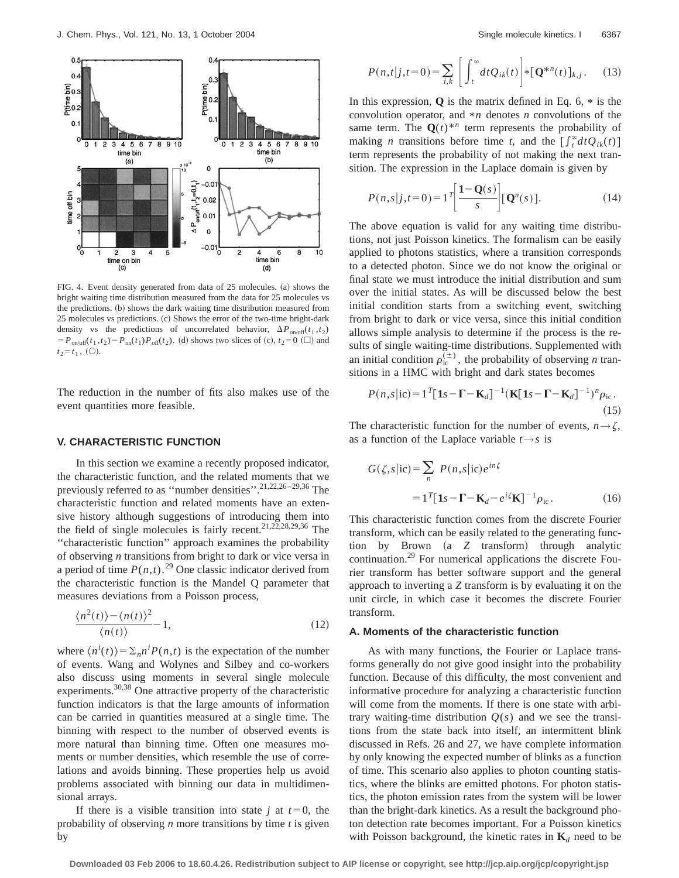FIG. 4. Event density generated from data of 25 molecules. (a) shows the bright waiting time distribution measured from the data for 25 molecules vs the predictions. (b) shows the dark waiting time distribution measured from 25 molecules vs predictions. (c) Shows the error of the two-time bright-dark density vs the predictions of uncorrelated behavior, $\Delta P_{\mathrm{on/off}}(t_1,t_2) = P_{\mathrm{on/off}}(t_1,t_2) - P_{\mathrm{on}}(t_1)P_{\mathrm{off}}(t_2)$. (d) shows two slices of (c), $t_2=0$ (□) and $t_2=t_1$, (○).

The reduction in the number of fits also makes use of the event quantities more feasible.

## V. CHARACTERISTIC FUNCTION

In this section we examine a recently proposed indicator, the characteristic function, and the related moments that we previously referred to as ''number densities''.[21,22,26–29,36] The characteristic function and related moments have an extensive history although suggestions of introducing them into the field of single molecules is fairly recent.[21,22,28,29,36] The ''characteristic function'' approach examines the probability of observing $n$ transitions from bright to dark or vice versa in a period of time $P(n,t)$.[29] One classic indicator derived from the characteristic function is the Mandel Q parameter that measures deviations from a Poisson process,

$$\frac{\langle n^2(t)\rangle - \langle n(t)\rangle^2}{\langle n(t)\rangle} - 1, \tag{12}$$

where $\langle n^i(t)\rangle = \Sigma_n n^i P(n,t)$ is the expectation of the number of events. Wang and Wolynes and Silbey and co-workers also discuss using moments in several single molecule experiments.[30,38] One attractive property of the characteristic function indicators is that the large amounts of information can be carried in quantities measured at a single time. The binning with respect to the number of observed events is more natural than binning time. Often one measures moments or number densities, which resemble the use of correlations and avoids binning. These properties help us avoid problems associated with binning our data in multidimensional arrays.

If there is a visible transition into state $j$ at $t=0$, the probability of observing $n$ more transitions by time $t$ is given by

$$P(n,t|j,t=0) = \sum_{i,k} \left[ \int_t^\infty dt Q_{ik}(t) \right] * [\mathbf{Q}^{*n}(t)]_{k,j}. \tag{13}$$

In this expression, $\mathbf{Q}$ is the matrix defined in Eq. 6, $*$ is the convolution operator, and $*n$ denotes $n$ convolutions of the same term. The $\mathbf{Q}(t)^{*n}$ term represents the probability of making $n$ transitions before time $t$, and the $[\int_t^\infty dt Q_{ik}(t)]$ term represents the probability of not making the next transition. The expression in the Laplace domain is given by

$$P(n,s|j,t=0) = 1^T\left[\frac{\mathbf{1}-\mathbf{Q}(s)}{s}\right][\mathbf{Q}^n(s)]. \tag{14}$$

The above equation is valid for any waiting time distributions, not just Poisson kinetics. The formalism can be easily applied to photons statistics, where a transition corresponds to a detected photon. Since we do not know the original or final state we must introduce the initial distribution and sum over the initial states. As will be discussed below the best initial condition starts from a switching event, switching from bright to dark or vice versa, since this initial condition allows simple analysis to determine if the process is the results of single waiting-time distributions. Supplemented with an initial condition $\rho_{\mathrm{ic}}^{(\pm)}$, the probability of observing $n$ transitions in a HMC with bright and dark states becomes

$$P(n,s|\mathrm{ic}) = 1^T[\mathbf{1}s - \mathbf{\Gamma} - \mathbf{K}_d]^{-1}(\mathbf{K}[\mathbf{1}s - \mathbf{\Gamma} - \mathbf{K}_d]^{-1})^n \rho_{\mathrm{ic}}. \tag{15}$$

The characteristic function for the number of events, $n \to \zeta$, as a function of the Laplace variable $t \to s$ is

$$\begin{aligned} G(\zeta,s|\mathrm{ic}) &= \sum_n P(n,s|\mathrm{ic})e^{in\zeta} \\ &= 1^T[\mathbf{1}s - \mathbf{\Gamma} - \mathbf{K}_d - e^{i\zeta}\mathbf{K}]^{-1}\rho_{\mathrm{ic}}. \end{aligned} \tag{16}$$

This characteristic function comes from the discrete Fourier transform, which can be easily related to the generating function by Brown (a $Z$ transform) through analytic continuation.[29] For numerical applications the discrete Fourier transform has better software support and the general approach to inverting a $Z$ transform is by evaluating it on the unit circle, in which case it becomes the discrete Fourier transform.

### A. Moments of the characteristic function

As with many functions, the Fourier or Laplace transforms generally do not give good insight into the probability function. Because of this difficulty, the most convenient and informative procedure for analyzing a characteristic function will come from the moments. If there is one state with arbitrary waiting-time distribution $Q(s)$ and we see the transitions from the state back into itself, an intermittent blink discussed in Refs. 26 and 27, we have complete information by only knowing the expected number of blinks as a function of time. This scenario also applies to photon counting statistics, where the blinks are emitted photons. For photon statistics, the photon emission rates from the system will be lower than the bright-dark kinetics. As a result the background photon detection rate becomes important. For a Poisson kinetics with Poisson background, the kinetic rates in $\mathbf{K}_d$ need to be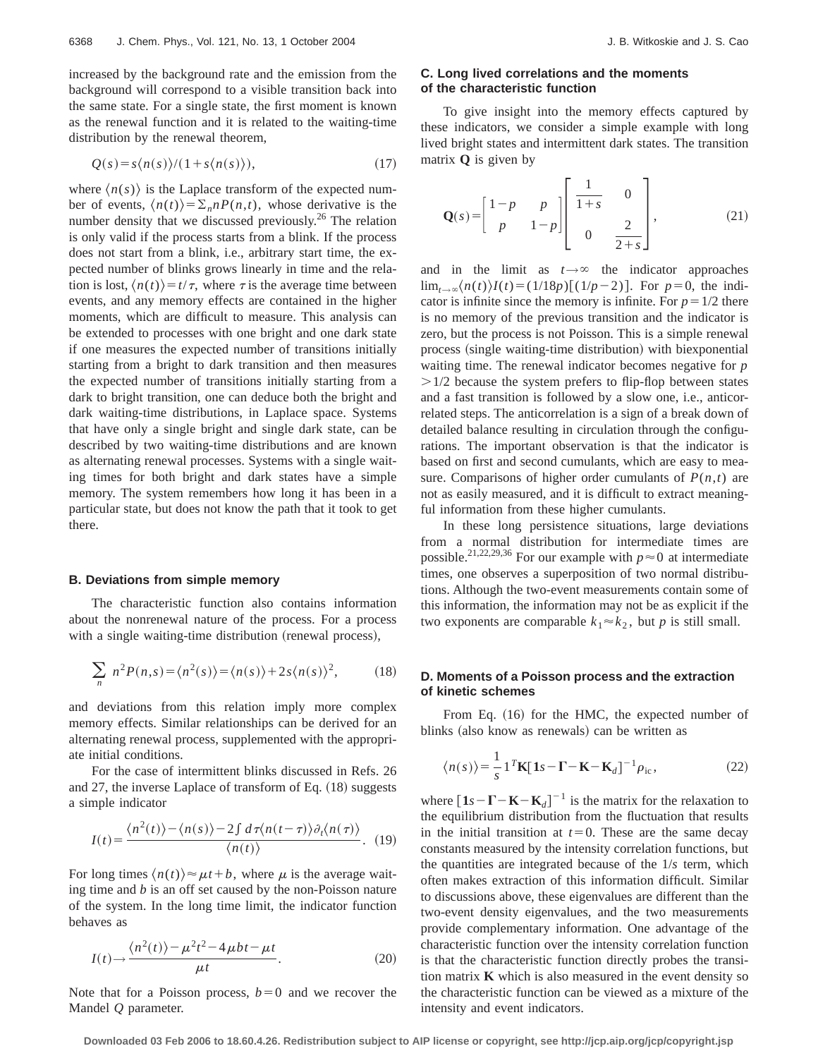increased by the background rate and the emission from the background will correspond to a visible transition back into the same state. For a single state, the first moment is known as the renewal function and it is related to the waiting-time distribution by the renewal theorem,

$$Q(s)=s\langle n(s)\rangle/(1+s\langle n(s)\rangle), \tag{17}$$

where $\langle n(s)\rangle$ is the Laplace transform of the expected number of events, $\langle n(t)\rangle=\Sigma_n nP(n,t)$, whose derivative is the number density that we discussed previously.[26] The relation is only valid if the process starts from a blink. If the process does not start from a blink, i.e., arbitrary start time, the expected number of blinks grows linearly in time and the relation is lost, $\langle n(t)\rangle = t/\tau$, where $\tau$ is the average time between events, and any memory effects are contained in the higher moments, which are difficult to measure. This analysis can be extended to processes with one bright and one dark state if one measures the expected number of transitions initially starting from a bright to dark transition and then measures the expected number of transitions initially starting from a dark to bright transition, one can deduce both the bright and dark waiting-time distributions, in Laplace space. Systems that have only a single bright and single dark state, can be described by two waiting-time distributions and are known as alternating renewal processes. Systems with a single waiting times for both bright and dark states have a simple memory. The system remembers how long it has been in a particular state, but does not know the path that it took to get there.

### B. Deviations from simple memory

The characteristic function also contains information about the nonrenewal nature of the process. For a process with a single waiting-time distribution (renewal process),

$$\sum_n n^2P(n,s)=\langle n^2(s)\rangle=\langle n(s)\rangle+2s\langle n(s)\rangle^2, \tag{18}$$

and deviations from this relation imply more complex memory effects. Similar relationships can be derived for an alternating renewal process, supplemented with the appropriate initial conditions.

For the case of intermittent blinks discussed in Refs. 26 and 27, the inverse Laplace of transform of Eq. (18) suggests a simple indicator

$$I(t)=\frac{\langle n^2(t)\rangle-\langle n(s)\rangle-2\int d\tau\langle n(t-\tau)\rangle\partial_t\langle n(\tau)\rangle}{\langle n(t)\rangle}. \tag{19}$$

For long times $\langle n(t)\rangle \approx \mu t+b$, where $\mu$ is the average waiting time and $b$ is an off set caused by the non-Poisson nature of the system. In the long time limit, the indicator function behaves as

$$I(t)\rightarrow\frac{\langle n^2(t)\rangle-\mu^2t^2-4\mu bt-\mu t}{\mu t}. \tag{20}$$

Note that for a Poisson process, $b=0$ and we recover the Mandel $Q$ parameter.

### C. Long lived correlations and the moments of the characteristic function

To give insight into the memory effects captured by these indicators, we consider a simple example with long lived bright states and intermittent dark states. The transition matrix $\mathbf{Q}$ is given by

$$\mathbf{Q}(s)=\begin{bmatrix}1-p & p\\ p & 1-p\end{bmatrix}\begin{bmatrix}\frac{1}{1+s} & 0\\ 0 & \frac{2}{2+s}\end{bmatrix}, \tag{21}$$

and in the limit as $t\rightarrow\infty$ the indicator approaches $\lim_{t\rightarrow\infty}\langle n(t)\rangle I(t)=(1/18p)[(1/p-2)]$. For $p=0$, the indicator is infinite since the memory is infinite. For $p=1/2$ there is no memory of the previous transition and the indicator is zero, but the process is not Poisson. This is a simple renewal process (single waiting-time distribution) with biexponential waiting time. The renewal indicator becomes negative for $p>1/2$ because the system prefers to flip-flop between states and a fast transition is followed by a slow one, i.e., anticorrelated steps. The anticorrelation is a sign of a break down of detailed balance resulting in circulation through the configurations. The important observation is that the indicator is based on first and second cumulants, which are easy to measure. Comparisons of higher order cumulants of $P(n,t)$ are not as easily measured, and it is difficult to extract meaningful information from these higher cumulants.

In these long persistence situations, large deviations from a normal distribution for intermediate times are possible.[21,22,29,36] For our example with $p\approx 0$ at intermediate times, one observes a superposition of two normal distributions. Although the two-event measurements contain some of this information, the information may not be as explicit if the two exponents are comparable $k_1\approx k_2$, but $p$ is still small.

### D. Moments of a Poisson process and the extraction of kinetic schemes

From Eq. (16) for the HMC, the expected number of blinks (also know as renewals) can be written as

$$\langle n(s)\rangle=\frac{1}{s}1^T\mathbf{K}[\mathbf{1}s-\mathbf{\Gamma}-\mathbf{K}-\mathbf{K}_d]^{-1}\rho_{\text{ic}}, \tag{22}$$

where $[\mathbf{1}s-\mathbf{\Gamma}-\mathbf{K}-\mathbf{K}_d]^{-1}$ is the matrix for the relaxation to the equilibrium distribution from the fluctuation that results in the initial transition at $t=0$. These are the same decay constants measured by the intensity correlation functions, but the quantities are integrated because of the $1/s$ term, which often makes extraction of this information difficult. Similar to discussions above, these eigenvalues are different than the two-event density eigenvalues, and the two measurements provide complementary information. One advantage of the characteristic function over the intensity correlation function is that the characteristic function directly probes the transition matrix $\mathbf{K}$ which is also measured in the event density so the characteristic function can be viewed as a mixture of the intensity and event indicators.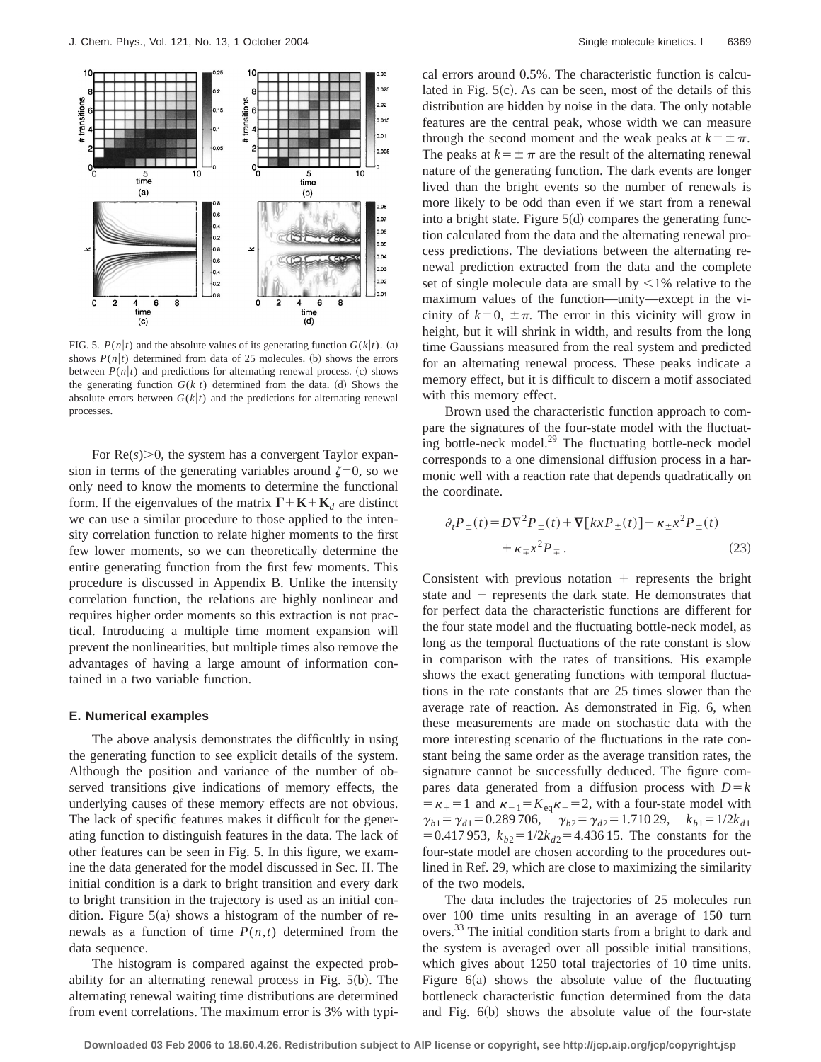FIG. 5. $P(n|t)$ and the absolute values of its generating function $G(k|t)$. (a) shows $P(n|t)$ determined from data of 25 molecules. (b) shows the errors between $P(n|t)$ and predictions for alternating renewal process. (c) shows the generating function $G(k|t)$ determined from the data. (d) Shows the absolute errors between $G(k|t)$ and the predictions for alternating renewal processes.

For $\mathrm{Re}(s)>0$, the system has a convergent Taylor expansion in terms of the generating variables around $\zeta=0$, so we only need to know the moments to determine the functional form. If the eigenvalues of the matrix $\mathbf{\Gamma}+\mathbf{K}+\mathbf{K}_d$ are distinct we can use a similar procedure to those applied to the intensity correlation function to relate higher moments to the first few lower moments, so we can theoretically determine the entire generating function from the first few moments. This procedure is discussed in Appendix B. Unlike the intensity correlation function, the relations are highly nonlinear and requires higher order moments so this extraction is not practical. Introducing a multiple time moment expansion will prevent the nonlinearities, but multiple times also remove the advantages of having a large amount of information contained in a two variable function.

### E. Numerical examples

The above analysis demonstrates the difficultly in using the generating function to see explicit details of the system. Although the position and variance of the number of observed transitions give indications of memory effects, the underlying causes of these memory effects are not obvious. The lack of specific features makes it difficult for the generating function to distinguish features in the data. The lack of other features can be seen in Fig. 5. In this figure, we examine the data generated for the model discussed in Sec. II. The initial condition is a dark to bright transition and every dark to bright transition in the trajectory is used as an initial condition. Figure 5(a) shows a histogram of the number of renewals as a function of time $P(n,t)$ determined from the data sequence.

The histogram is compared against the expected probability for an alternating renewal process in Fig. 5(b). The alternating renewal waiting time distributions are determined from event correlations. The maximum error is 3% with typical errors around 0.5%. The characteristic function is calculated in Fig. 5(c). As can be seen, most of the details of this distribution are hidden by noise in the data. The only notable features are the central peak, whose width we can measure through the second moment and the weak peaks at $k=\pm\pi$. The peaks at $k=\pm\pi$ are the result of the alternating renewal nature of the generating function. The dark events are longer lived than the bright events so the number of renewals is more likely to be odd than even if we start from a renewal into a bright state. Figure 5(d) compares the generating function calculated from the data and the alternating renewal process predictions. The deviations between the alternating renewal prediction extracted from the data and the complete set of single molecule data are small by <1% relative to the maximum values of the function—unity—except in the vicinity of $k=0, \pm\pi$. The error in this vicinity will grow in height, but it will shrink in width, and results from the long time Gaussians measured from the real system and predicted for an alternating renewal process. These peaks indicate a memory effect, but it is difficult to discern a motif associated with this memory effect.

Brown used the characteristic function approach to compare the signatures of the four-state model with the fluctuating bottle-neck model.[29] The fluctuating bottle-neck model corresponds to a one dimensional diffusion process in a harmonic well with a reaction rate that depends quadratically on the coordinate.

$$\partial_t P_{\pm}(t)=D\nabla^2 P_{\pm}(t)+\nabla[kxP_{\pm}(t)]-\kappa_{\pm}x^2P_{\pm}(t) + \kappa_{\mp}x^2P_{\mp}. \tag{23}$$

Consistent with previous notation + represents the bright state and − represents the dark state. He demonstrates that for perfect data the characteristic functions are different for the four state model and the fluctuating bottle-neck model, as long as the temporal fluctuations of the rate constant is slow in comparison with the rates of transitions. His example shows the exact generating functions with temporal fluctuations in the rate constants that are 25 times slower than the average rate of reaction. As demonstrated in Fig. 6, when these measurements are made on stochastic data with the more interesting scenario of the fluctuations in the rate constant being the same order as the average transition rates, the signature cannot be successfully deduced. The figure compares data generated from a diffusion process with $D=k=\kappa_+=1$ and $\kappa_{-1}=K_{\mathrm{eq}}\kappa_+=2$, with a four-state model with $\gamma_{b1}=\gamma_{d1}=0.289\,706$, $\gamma_{b2}=\gamma_{d2}=1.710\,29$, $k_{b1}=1/2k_{d1}=0.417\,953$, $k_{b2}=1/2k_{d2}=4.436\,15$. The constants for the four-state model are chosen according to the procedures outlined in Ref. 29, which are close to maximizing the similarity of the two models.

The data includes the trajectories of 25 molecules run over 100 time units resulting in an average of 150 turn overs.[33] The initial condition starts from a bright to dark and the system is averaged over all possible initial transitions, which gives about 1250 total trajectories of 10 time units. Figure 6(a) shows the absolute value of the fluctuating bottleneck characteristic function determined from the data and Fig. 6(b) shows the absolute value of the four-state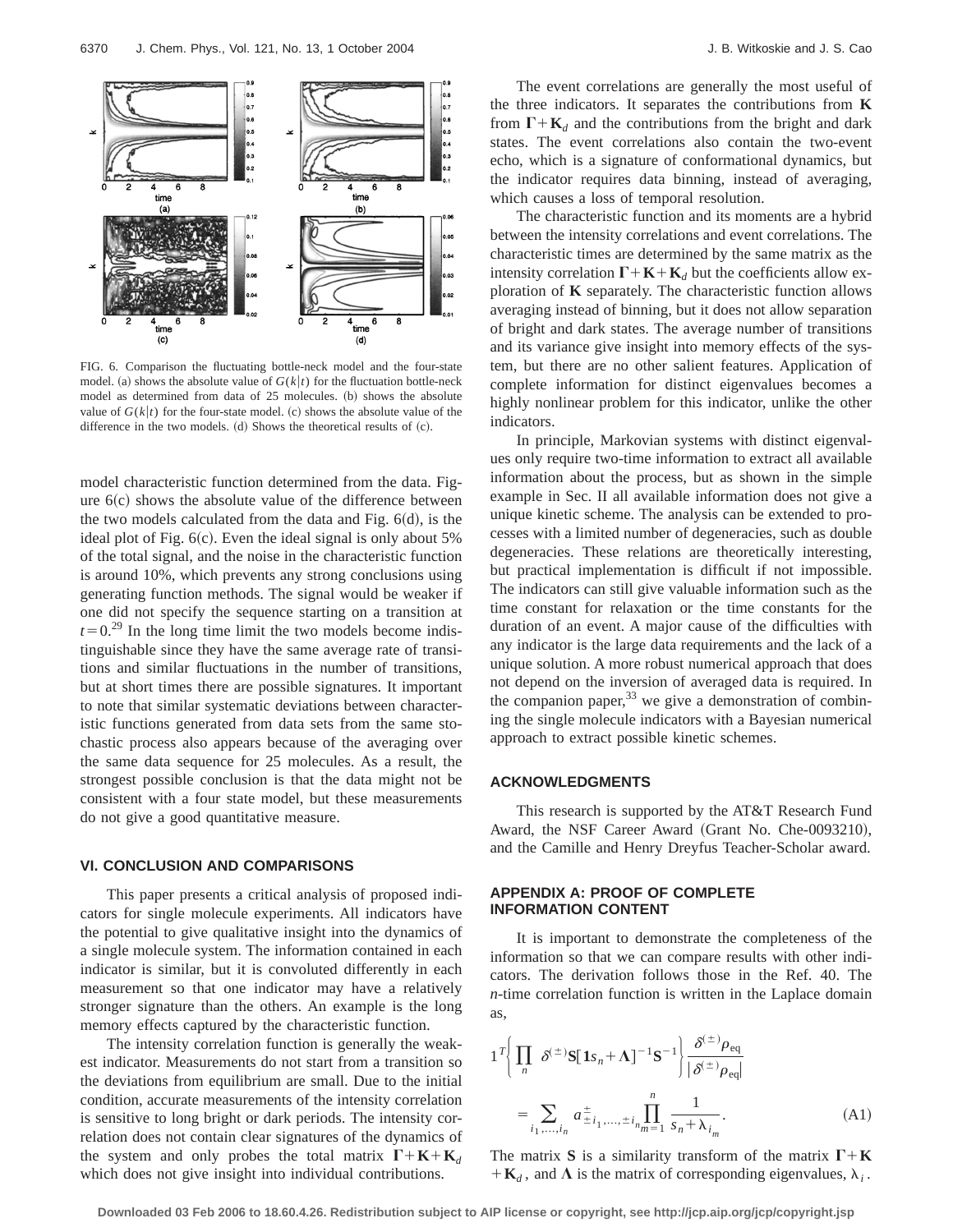FIG. 6. Comparison the fluctuating bottle-neck model and the four-state model. (a) shows the absolute value of $G(k|t)$ for the fluctuation bottle-neck model as determined from data of 25 molecules. (b) shows the absolute value of $G(k|t)$ for the four-state model. (c) shows the absolute value of the difference in the two models. (d) Shows the theoretical results of (c).

model characteristic function determined from the data. Figure 6(c) shows the absolute value of the difference between the two models calculated from the data and Fig. 6(d), is the ideal plot of Fig. 6(c). Even the ideal signal is only about 5% of the total signal, and the noise in the characteristic function is around 10%, which prevents any strong conclusions using generating function methods. The signal would be weaker if one did not specify the sequence starting on a transition at $t=0$.[29] In the long time limit the two models become indistinguishable since they have the same average rate of transitions and similar fluctuations in the number of transitions, but at short times there are possible signatures. It important to note that similar systematic deviations between characteristic functions generated from data sets from the same stochastic process also appears because of the averaging over the same data sequence for 25 molecules. As a result, the strongest possible conclusion is that the data might not be consistent with a four state model, but these measurements do not give a good quantitative measure.

## VI. CONCLUSION AND COMPARISONS

This paper presents a critical analysis of proposed indicators for single molecule experiments. All indicators have the potential to give qualitative insight into the dynamics of a single molecule system. The information contained in each indicator is similar, but it is convoluted differently in each measurement so that one indicator may have a relatively stronger signature than the others. An example is the long memory effects captured by the characteristic function.

The intensity correlation function is generally the weakest indicator. Measurements do not start from a transition so the deviations from equilibrium are small. Due to the initial condition, accurate measurements of the intensity correlation is sensitive to long bright or dark periods. The intensity correlation does not contain clear signatures of the dynamics of the system and only probes the total matrix $\mathbf{\Gamma}+\mathbf{K}+\mathbf{K}_d$ which does not give insight into individual contributions.

The event correlations are generally the most useful of the three indicators. It separates the contributions from $\mathbf{K}$ from $\mathbf{\Gamma}+\mathbf{K}_d$ and the contributions from the bright and dark states. The event correlations also contain the two-event echo, which is a signature of conformational dynamics, but the indicator requires data binning, instead of averaging, which causes a loss of temporal resolution.

The characteristic function and its moments are a hybrid between the intensity correlations and event correlations. The characteristic times are determined by the same matrix as the intensity correlation $\mathbf{\Gamma}+\mathbf{K}+\mathbf{K}_d$ but the coefficients allow exploration of $\mathbf{K}$ separately. The characteristic function allows averaging instead of binning, but it does not allow separation of bright and dark states. The average number of transitions and its variance give insight into memory effects of the system, but there are no other salient features. Application of complete information for distinct eigenvalues becomes a highly nonlinear problem for this indicator, unlike the other indicators.

In principle, Markovian systems with distinct eigenvalues only require two-time information to extract all available information about the process, but as shown in the simple example in Sec. II all available information does not give a unique kinetic scheme. The analysis can be extended to processes with a limited number of degeneracies, such as double degeneracies. These relations are theoretically interesting, but practical implementation is difficult if not impossible. The indicators can still give valuable information such as the time constant for relaxation or the time constants for the duration of an event. A major cause of the difficulties with any indicator is the large data requirements and the lack of a unique solution. A more robust numerical approach that does not depend on the inversion of averaged data is required. In the companion paper,[33] we give a demonstration of combining the single molecule indicators with a Bayesian numerical approach to extract possible kinetic schemes.

## ACKNOWLEDGMENTS

This research is supported by the AT&T Research Fund Award, the NSF Career Award (Grant No. Che-0093210), and the Camille and Henry Dreyfus Teacher-Scholar award.

## APPENDIX A: PROOF OF COMPLETE INFORMATION CONTENT

It is important to demonstrate the completeness of the information so that we can compare results with other indicators. The derivation follows those in the Ref. 40. The $n$-time correlation function is written in the Laplace domain as,

$$1^T\left\{\prod_n \delta^{(\pm)}\mathbf{S}[\mathbf{1}s_n+\mathbf{\Lambda}]^{-1}\mathbf{S}^{-1}\right\}\frac{\delta^{(\pm)}\rho_{\mathrm{eq}}}{|\delta^{(\pm)}\rho_{\mathrm{eq}}|}$$
$$=\sum_{i_1,\ldots,i_n} a^{\pm}_{\pm i_1,\ldots,\pm i_n}\prod_{m=1}^{n}\frac{1}{s_n+\lambda_{i_m}}. \tag{A1}$$

The matrix $\mathbf{S}$ is a similarity transform of the matrix $\mathbf{\Gamma}+\mathbf{K}+\mathbf{K}_d$, and $\mathbf{\Lambda}$ is the matrix of corresponding eigenvalues, $\lambda_i$.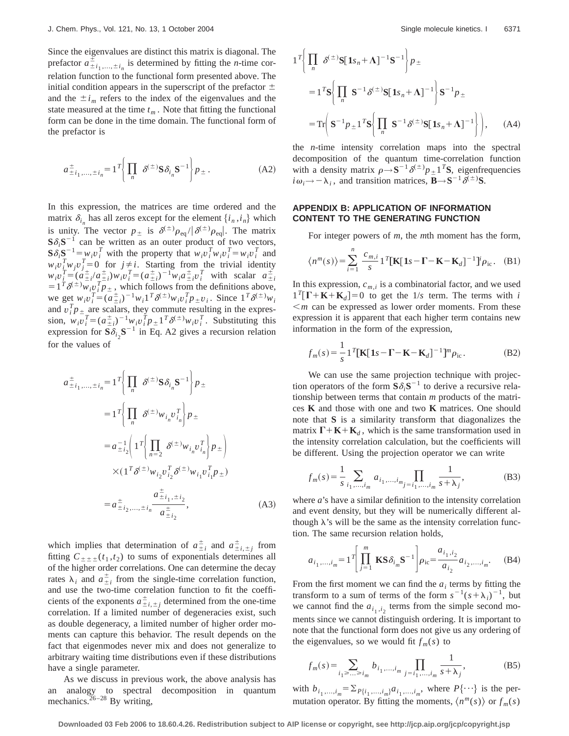Since the eigenvalues are distinct this matrix is diagonal. The prefactor $a^{\pm}_{\pm i_1,\ldots,\pm i_n}$ is determined by fitting the $n$-time correlation function to the functional form presented above. The initial condition appears in the superscript of the prefactor $\pm$ and the $\pm i_m$ refers to the index of the eigenvalues and the state measured at the time $t_m$. Note that fitting the functional form can be done in the time domain. The functional form of the prefactor is

$$a^{\pm}_{\pm i_1,\ldots,\pm i_n} = 1^T \left\{ \prod_n \delta^{(\pm)} \mathbf{S} \delta_{i_n} \mathbf{S}^{-1} \right\} p_{\pm}. \tag{A2}$$

In this expression, the matrices are time ordered and the matrix $\delta_{i_n}$ has all zeros except for the element $\{i_n, i_n\}$ which is unity. The vector $p_{\pm}$ is $\delta^{(\pm)}\rho_{\mathrm{eq}}/|\delta^{(\pm)}\rho_{\mathrm{eq}}|$. The matrix $\mathbf{S}\delta_i\mathbf{S}^{-1}$ can be written as an outer product of two vectors, $\mathbf{S}\delta_i\mathbf{S}^{-1} = w_i v_i^T$ with the property that $w_i v_i^T w_i v_i^T = w_i v_i^T$ and $w_i v_i^T w_j v_j^T = 0$ for $j \neq i$. Starting from the trivial identity $w_i v_i^T = (a^{\pm}_{\pm i}/a^{\pm}_{\pm i}) w_i v_i^T = (a^{\pm}_{\pm i})^{-1} w_i a^{\pm}_{\pm i} v_i^T$ with scalar $a^{\pm}_{\pm i} = 1^T \delta^{(\pm)} w_i v_i^T p_{\pm}$, which follows from the definitions above, we get $w_i v_i^T = (a^{\pm}_{\pm i})^{-1} w_i 1^T \delta^{(\pm)} w_i v_i^T p_{\pm} v_i$. Since $1^T \delta^{(\pm)} w_i$ and $v_i^T p_{\pm}$ are scalars, they commute resulting in the expression, $w_i v_i^T = (a^{\pm}_{\pm i})^{-1} w_i v_i^T p_{\pm} 1^T \delta^{(\pm)} w_i v_i^T$. Substituting this expression for $\mathbf{S}\delta_{i_2}\mathbf{S}^{-1}$ in Eq. A2 gives a recursion relation for the values of

$$\begin{aligned}
a^{\pm}_{\pm i_1,\ldots,\pm i_n} &= 1^T \left\{ \prod_n \delta^{(\pm)} \mathbf{S} \delta_{i_n} \mathbf{S}^{-1} \right\} p_{\pm} \\
&= 1^T \left\{ \prod_n \delta^{(\pm)} w_{i_n} v_{i_n}^T \right\} p_{\pm} \\
&= a^{-1}_{\pm i_2} \left( 1^T \left\{ \prod_{n=2} \delta^{(\pm)} w_{i_n} v_{i_n}^T \right\} p_{\pm} \right) \\
&\quad \times (1^T \delta^{(\pm)} w_{i_2} v_{i_2}^T \delta^{(\pm)} w_{i_1} v_{i_1}^T p_{\pm}) \\
&= a^{\pm}_{\pm i_2,\ldots,\pm i_n} \frac{a^{\pm}_{\pm i_1,\pm i_2}}{a^{\pm}_{\pm i_2}},
\end{aligned} \tag{A3}$$

which implies that determination of $a^{\pm}_{\pm i}$ and $a^{\pm}_{\pm i,\pm j}$ from fitting $C_{\pm\pm\pm}(t_1,t_2)$ to sums of exponentials determines all of the higher order correlations. One can determine the decay rates $\lambda_i$ and $a^{\pm}_{\pm i}$ from the single-time correlation function, and use the two-time correlation function to fit the coefficients of the exponents $a^{\pm}_{\pm i,\pm j}$ determined from the one-time correlation. If a limited number of degeneracies exist, such as double degeneracy, a limited number of higher order moments can capture this behavior. The result depends on the fact that eigenmodes never mix and does not generalize to arbitrary waiting time distributions even if these distributions have a single parameter.

As we discuss in previous work, the above analysis has an analogy to spectral decomposition in quantum mechanics.[26–28] By writing,

$$\begin{aligned}
&1^T \left\{ \prod_n \delta^{(\pm)} \mathbf{S} [\mathbf{1} s_n + \mathbf{\Lambda}]^{-1} \mathbf{S}^{-1} \right\} p_{\pm} \\
&= 1^T \mathbf{S} \left\{ \prod_n \mathbf{S}^{-1} \delta^{(\pm)} \mathbf{S} [\mathbf{1} s_n + \mathbf{\Lambda}]^{-1} \right\} \mathbf{S}^{-1} p_{\pm} \\
&= \mathrm{Tr} \left( \mathbf{S}^{-1} p_{\pm} 1^T \mathbf{S} \left\{ \prod_n \mathbf{S}^{-1} \delta^{(\pm)} \mathbf{S} [\mathbf{1} s_n + \mathbf{\Lambda}]^{-1} \right\} \right),
\end{aligned} \tag{A4}$$

the $n$-time intensity correlation maps into the spectral decomposition of the quantum time-correlation function with a density matrix $\rho \to \mathbf{S}^{-1}\delta^{(\pm)} p_{\pm} 1^T \mathbf{S}$, eigenfrequencies $i\omega_i \to -\lambda_i$, and transition matrices, $\mathbf{B} \to \mathbf{S}^{-1}\delta^{(\pm)}\mathbf{S}$.

## APPENDIX B: APPLICATION OF INFORMATION CONTENT TO THE GENERATING FUNCTION

For integer powers of $m$, the $m$th moment has the form,

$$\langle n^m(s) \rangle = \sum_{i=1}^{n} \frac{c_{m,i}}{s} 1^T [\mathbf{K}[\mathbf{1}s - \mathbf{\Gamma} - \mathbf{K} - \mathbf{K}_d]^{-1}]^i \rho_{\mathrm{ic}}. \tag{B1}$$

In this expression, $c_{m,i}$ is a combinatorial factor, and we used $1^T[\mathbf{\Gamma} + \mathbf{K} + \mathbf{K}_d] = 0$ to get the $1/s$ term. The terms with $i < m$ can be expressed as lower order moments. From these expression it is apparent that each higher term contains new information in the form of the expression,

$$f_m(s) = \frac{1}{s} 1^T [\mathbf{K}[\mathbf{1}s - \mathbf{\Gamma} - \mathbf{K} - \mathbf{K}_d]^{-1}]^m \rho_{\mathrm{ic}}. \tag{B2}$$

We can use the same projection technique with projection operators of the form $\mathbf{S}\delta_i\mathbf{S}^{-1}$ to derive a recursive relationship between terms that contain $m$ products of the matrices $\mathbf{K}$ and those with one and two $\mathbf{K}$ matrices. One should note that $\mathbf{S}$ is a similarity transform that diagonalizes the matrix $\mathbf{\Gamma} + \mathbf{K} + \mathbf{K}_d$, which is the same transformation used in the intensity correlation calculation, but the coefficients will be different. Using the projection operator we can write

$$f_m(s) = \frac{1}{s} \sum_{i_1,\ldots,i_m} a_{i_1,\ldots,i_m} \prod_{j=i_1,\ldots,i_m} \frac{1}{s + \lambda_j}, \tag{B3}$$

where $a$'s have a similar definition to the intensity correlation and event density, but they will be numerically different although $\lambda$'s will be the same as the intensity correlation function. The same recursion relation holds,

$$a_{i_1,\ldots,i_m} = 1^T \left[ \prod_{j=1}^{m} \mathbf{K}\mathbf{S}\delta_{i_m}\mathbf{S}^{-1} \right] \rho_{\mathrm{ic}} = \frac{a_{i_1,i_2}}{a_{i_2}} a_{i_2,\ldots,i_m}. \tag{B4}$$

From the first moment we can find the $a_i$ terms by fitting the transform to a sum of terms of the form $s^{-1}(s+\lambda_i)^{-1}$, but we cannot find the $a_{i_1,i_2}$ terms from the simple second moments since we cannot distinguish ordering. It is important to note that the functional form does not give us any ordering of the eigenvalues, so we would fit $f_m(s)$ to

$$f_m(s) = \sum_{i_1 \geq \cdots \geq i_m} b_{i_1,\ldots,i_m} \prod_{j=i_1,\ldots,i_m} \frac{1}{s + \lambda_j}, \tag{B5}$$

with $b_{i_1,\ldots,i_m} = \sum_{P\{i_1,\ldots,i_m\}} a_{i_1,\ldots,i_m}$, where $P\{\cdots\}$ is the permutation operator. By fitting the moments, $\langle n^m(s) \rangle$ or $f_m(s)$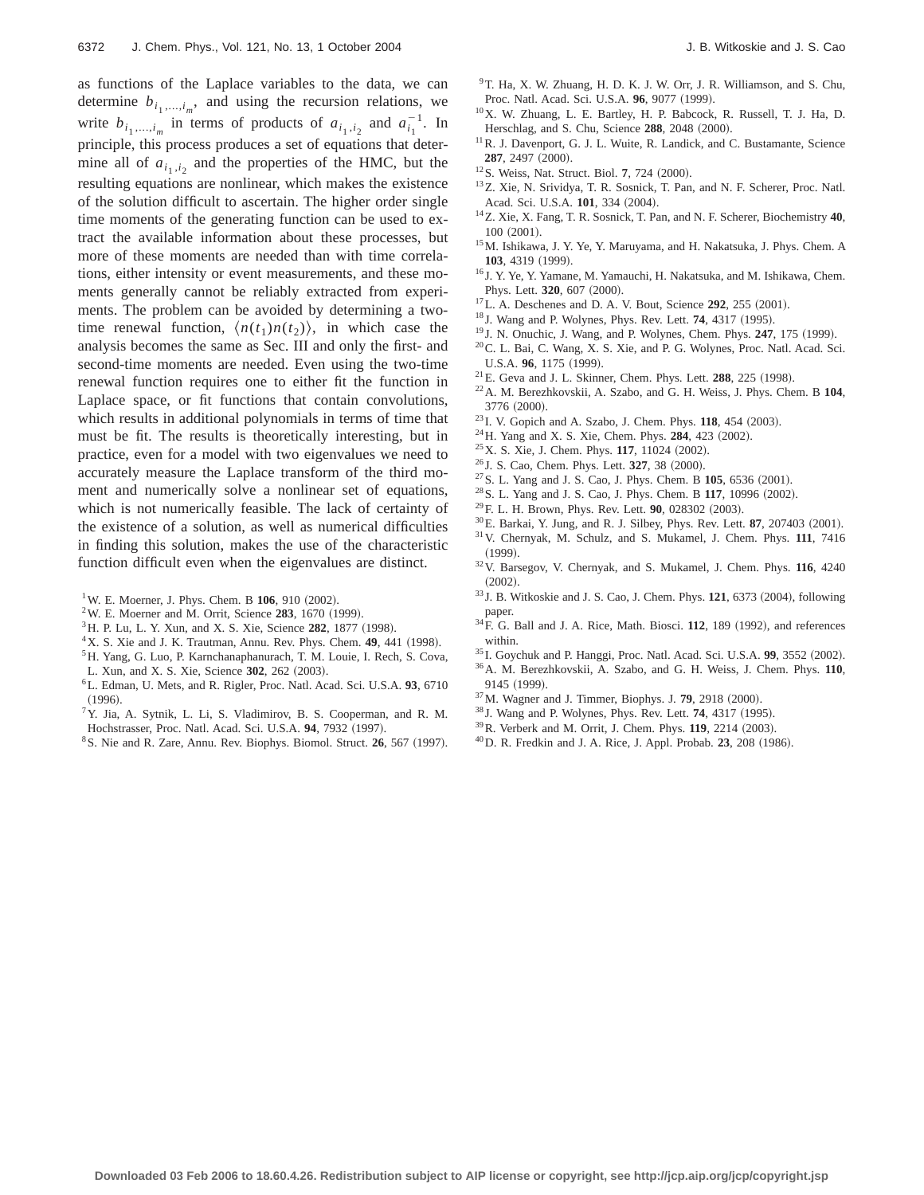as functions of the Laplace variables to the data, we can determine $b_{i_1,\ldots,i_m}$, and using the recursion relations, we write $b_{i_1,\ldots,i_m}$ in terms of products of $a_{i_1,i_2}$ and $a_{i_1}^{-1}$. In principle, this process produces a set of equations that determine all of $a_{i_1,i_2}$ and the properties of the HMC, but the resulting equations are nonlinear, which makes the existence of the solution difficult to ascertain. The higher order single time moments of the generating function can be used to extract the available information about these processes, but more of these moments are needed than with time correlations, either intensity or event measurements, and these moments generally cannot be reliably extracted from experiments. The problem can be avoided by determining a two-time renewal function, $\langle n(t_1)n(t_2)\rangle$, in which case the analysis becomes the same as Sec. III and only the first- and second-time moments are needed. Even using the two-time renewal function requires one to either fit the function in Laplace space, or fit functions that contain convolutions, which results in additional polynomials in terms of time that must be fit. The results is theoretically interesting, but in practice, even for a model with two eigenvalues we need to accurately measure the Laplace transform of the third moment and numerically solve a nonlinear set of equations, which is not numerically feasible. The lack of certainty of the existence of a solution, as well as numerical difficulties in finding this solution, makes the use of the characteristic function difficult even when the eigenvalues are distinct.

[1] W. E. Moerner, J. Phys. Chem. B **106**, 910 (2002).
[2] W. E. Moerner and M. Orrit, Science **283**, 1670 (1999).
[3] H. P. Lu, L. Y. Xun, and X. S. Xie, Science **282**, 1877 (1998).
[4] X. S. Xie and J. K. Trautman, Annu. Rev. Phys. Chem. **49**, 441 (1998).
[5] H. Yang, G. Luo, P. Karnchanaphanurach, T. M. Louie, I. Rech, S. Cova, L. Xun, and X. S. Xie, Science **302**, 262 (2003).
[6] L. Edman, U. Mets, and R. Rigler, Proc. Natl. Acad. Sci. U.S.A. **93**, 6710 (1996).
[7] Y. Jia, A. Sytnik, L. Li, S. Vladimirov, B. S. Cooperman, and R. M. Hochstrasser, Proc. Natl. Acad. Sci. U.S.A. **94**, 7932 (1997).
[8] S. Nie and R. Zare, Annu. Rev. Biophys. Biomol. Struct. **26**, 567 (1997).
[9] T. Ha, X. W. Zhuang, H. D. K. J. W. Orr, J. R. Williamson, and S. Chu, Proc. Natl. Acad. Sci. U.S.A. **96**, 9077 (1999).
[10] X. W. Zhuang, L. E. Bartley, H. P. Babcock, R. Russell, T. J. Ha, D. Herschlag, and S. Chu, Science **288**, 2048 (2000).
[11] R. J. Davenport, G. J. L. Wuite, R. Landick, and C. Bustamante, Science **287**, 2497 (2000).
[12] S. Weiss, Nat. Struct. Biol. **7**, 724 (2000).
[13] Z. Xie, N. Srividya, T. R. Sosnick, T. Pan, and N. F. Scherer, Proc. Natl. Acad. Sci. U.S.A. **101**, 334 (2004).
[14] Z. Xie, X. Fang, T. R. Sosnick, T. Pan, and N. F. Scherer, Biochemistry **40**, 100 (2001).
[15] M. Ishikawa, J. Y. Ye, Y. Maruyama, and H. Nakatsuka, J. Phys. Chem. A **103**, 4319 (1999).
[16] J. Y. Ye, Y. Yamane, M. Yamauchi, H. Nakatsuka, and M. Ishikawa, Chem. Phys. Lett. **320**, 607 (2000).
[17] L. A. Deschenes and D. A. V. Bout, Science **292**, 255 (2001).
[18] J. Wang and P. Wolynes, Phys. Rev. Lett. **74**, 4317 (1995).
[19] J. N. Onuchic, J. Wang, and P. Wolynes, Chem. Phys. **247**, 175 (1999).
[20] C. L. Bai, C. Wang, X. S. Xie, and P. G. Wolynes, Proc. Natl. Acad. Sci. U.S.A. **96**, 1175 (1999).
[21] E. Geva and J. L. Skinner, Chem. Phys. Lett. **288**, 225 (1998).
[22] A. M. Berezhkovskii, A. Szabo, and G. H. Weiss, J. Phys. Chem. B **104**, 3776 (2000).
[23] I. V. Gopich and A. Szabo, J. Chem. Phys. **118**, 454 (2003).
[24] H. Yang and X. S. Xie, Chem. Phys. **284**, 423 (2002).
[25] X. S. Xie, J. Chem. Phys. **117**, 11024 (2002).
[26] J. S. Cao, Chem. Phys. Lett. **327**, 38 (2000).
[27] S. L. Yang and J. S. Cao, J. Phys. Chem. B **105**, 6536 (2001).
[28] S. L. Yang and J. S. Cao, J. Phys. Chem. B **117**, 10996 (2002).
[29] F. L. H. Brown, Phys. Rev. Lett. **90**, 028302 (2003).
[30] E. Barkai, Y. Jung, and R. J. Silbey, Phys. Rev. Lett. **87**, 207403 (2001).
[31] V. Chernyak, M. Schulz, and S. Mukamel, J. Chem. Phys. **111**, 7416 (1999).
[32] V. Barsegov, V. Chernyak, and S. Mukamel, J. Chem. Phys. **116**, 4240 (2002).
[33] J. B. Witkoskie and J. S. Cao, J. Chem. Phys. **121**, 6373 (2004), following paper.
[34] F. G. Ball and J. A. Rice, Math. Biosci. **112**, 189 (1992), and references within.
[35] I. Goychuk and P. Hanggi, Proc. Natl. Acad. Sci. U.S.A. **99**, 3552 (2002).
[36] A. M. Berezhkovskii, A. Szabo, and G. H. Weiss, J. Chem. Phys. **110**, 9145 (1999).
[37] M. Wagner and J. Timmer, Biophys. J. **79**, 2918 (2000).
[38] J. Wang and P. Wolynes, Phys. Rev. Lett. **74**, 4317 (1995).
[39] R. Verberk and M. Orrit, J. Chem. Phys. **119**, 2214 (2003).
[40] D. R. Fredkin and J. A. Rice, J. Appl. Probab. **23**, 208 (1986).